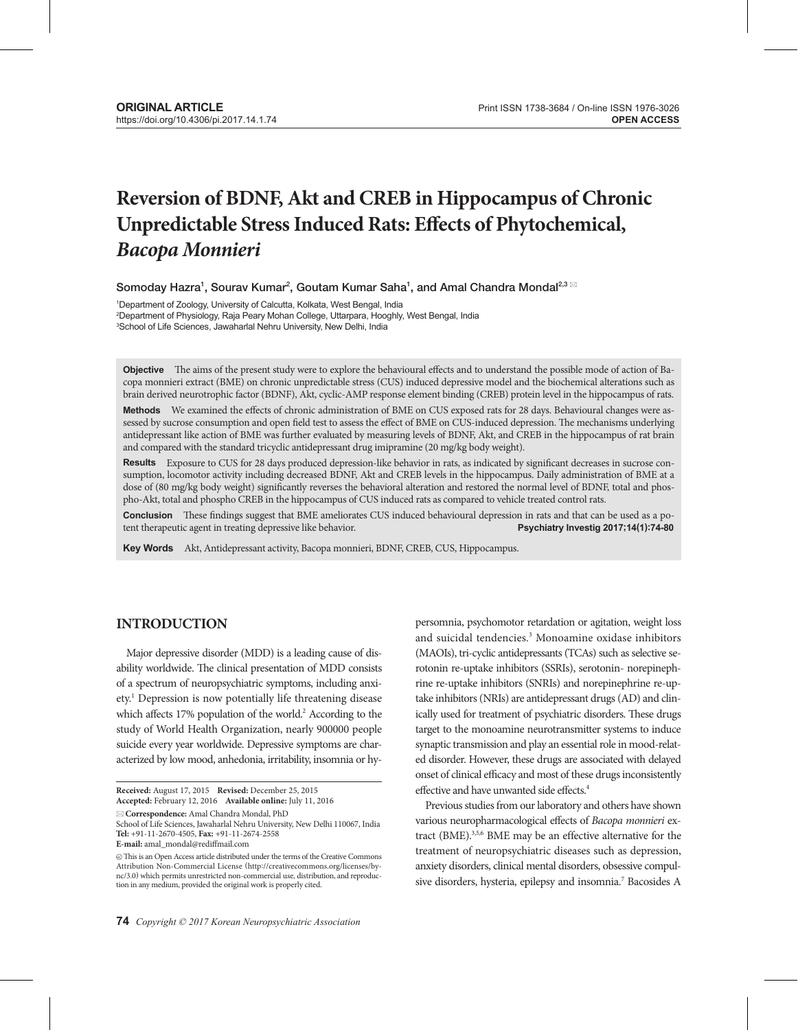**ORIGINAL ARTICLE**

https://doi.org/10.4306/pi.2017.14.1.74

Print ISSN 1738-3684 / On-line ISSN 1976-3026

**OPEN ACCESS**

# Reversion of BDNF, Akt and CREB in Hippocampus of Chronic Unpredictable Stress Induced Rats: Effects of Phytochemical, *Bacopa Monnieri*

Somoday Hazra[1], Sourav Kumar[2], Goutam Kumar Saha[1], and Amal Chandra Mondal[2,3]

[1]Department of Zoology, University of Calcutta, Kolkata, West Bengal, India
[2]Department of Physiology, Raja Peary Mohan College, Uttarpara, Hooghly, West Bengal, India
[3]School of Life Sciences, Jawaharlal Nehru University, New Delhi, India

**Objective** The aims of the present study were to explore the behavioural effects and to understand the possible mode of action of Bacopa monnieri extract (BME) on chronic unpredictable stress (CUS) induced depressive model and the biochemical alterations such as brain derived neurotrophic factor (BDNF), Akt, cyclic-AMP response element binding (CREB) protein level in the hippocampus of rats.

**Methods** We examined the effects of chronic administration of BME on CUS exposed rats for 28 days. Behavioural changes were assessed by sucrose consumption and open field test to assess the effect of BME on CUS-induced depression. The mechanisms underlying antidepressant like action of BME was further evaluated by measuring levels of BDNF, Akt, and CREB in the hippocampus of rat brain and compared with the standard tricyclic antidepressant drug imipramine (20 mg/kg body weight).

**Results** Exposure to CUS for 28 days produced depression-like behavior in rats, as indicated by significant decreases in sucrose consumption, locomotor activity including decreased BDNF, Akt and CREB levels in the hippocampus. Daily administration of BME at a dose of (80 mg/kg body weight) significantly reverses the behavioral alteration and restored the normal level of BDNF, total and phospho-Akt, total and phospho CREB in the hippocampus of CUS induced rats as compared to vehicle treated control rats.

**Conclusion** These findings suggest that BME ameliorates CUS induced behavioural depression in rats and that can be used as a potent therapeutic agent in treating depressive like behavior.

**Psychiatry Investig 2017;14(1):74-80**

**Key Words** Akt, Antidepressant activity, Bacopa monnieri, BDNF, CREB, CUS, Hippocampus.

## INTRODUCTION

Major depressive disorder (MDD) is a leading cause of disability worldwide. The clinical presentation of MDD consists of a spectrum of neuropsychiatric symptoms, including anxiety.[1] Depression is now potentially life threatening disease which affects 17% population of the world.[2] According to the study of World Health Organization, nearly 900000 people suicide every year worldwide. Depressive symptoms are characterized by low mood, anhedonia, irritability, insomnia or hypersomnia, psychomotor retardation or agitation, weight loss and suicidal tendencies.[3] Monoamine oxidase inhibitors (MAOIs), tri-cyclic antidepressants (TCAs) such as selective serotonin re-uptake inhibitors (SSRIs), serotonin- norepinephrine re-uptake inhibitors (SNRIs) and norepinephrine re-uptake inhibitors (NRIs) are antidepressant drugs (AD) and clinically used for treatment of psychiatric disorders. These drugs target to the monoamine neurotransmitter systems to induce synaptic transmission and play an essential role in mood-related disorder. However, these drugs are associated with delayed onset of clinical efficacy and most of these drugs inconsistently effective and have unwanted side effects.[4]

Previous studies from our laboratory and others have shown various neuropharmacological effects of *Bacopa monnieri* extract (BME).[3,5,6] BME may be an effective alternative for the treatment of neuropsychiatric diseases such as depression, anxiety disorders, clinical mental disorders, obsessive compulsive disorders, hysteria, epilepsy and insomnia.[7] Bacosides A

**Received:** August 17, 2015 **Revised:** December 25, 2015
**Accepted:** February 12, 2016 **Available online:** July 11, 2016

✉ **Correspondence:** Amal Chandra Mondal, PhD
School of Life Sciences, Jawaharlal Nehru University, New Delhi 110067, India
**Tel:** +91-11-2670-4505, **Fax:** +91-11-2674-2558
**E-mail:** amal_mondal@rediffmail.com

This is an Open Access article distributed under the terms of the Creative Commons Attribution Non-Commercial License (http://creativecommons.org/licenses/by-nc/3.0) which permits unrestricted non-commercial use, distribution, and reproduction in any medium, provided the original work is properly cited.

*Copyright © 2017 Korean Neuropsychiatric Association*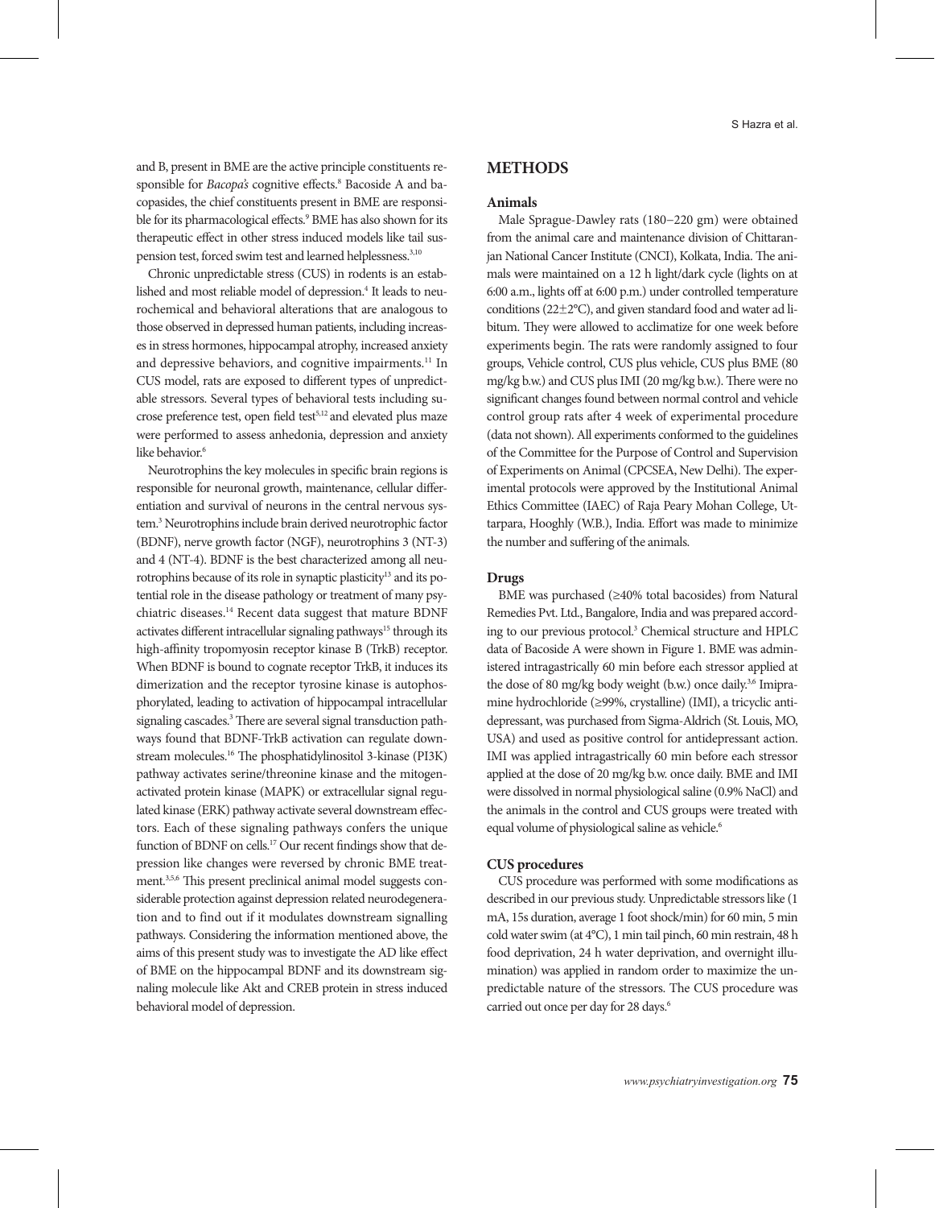and B, present in BME are the active principle constituents responsible for *Bacopa's* cognitive effects.[8] Bacoside A and bacopasides, the chief constituents present in BME are responsible for its pharmacological effects.[9] BME has also shown for its therapeutic effect in other stress induced models like tail suspension test, forced swim test and learned helplessness.[3,10]

Chronic unpredictable stress (CUS) in rodents is an established and most reliable model of depression.[4] It leads to neurochemical and behavioral alterations that are analogous to those observed in depressed human patients, including increases in stress hormones, hippocampal atrophy, increased anxiety and depressive behaviors, and cognitive impairments.[11] In CUS model, rats are exposed to different types of unpredictable stressors. Several types of behavioral tests including sucrose preference test, open field test[5,12] and elevated plus maze were performed to assess anhedonia, depression and anxiety like behavior.[6]

Neurotrophins the key molecules in specific brain regions is responsible for neuronal growth, maintenance, cellular differentiation and survival of neurons in the central nervous system.[3] Neurotrophins include brain derived neurotrophic factor (BDNF), nerve growth factor (NGF), neurotrophins 3 (NT-3) and 4 (NT-4). BDNF is the best characterized among all neurotrophins because of its role in synaptic plasticity[13] and its potential role in the disease pathology or treatment of many psychiatric diseases.[14] Recent data suggest that mature BDNF activates different intracellular signaling pathways[15] through its high-affinity tropomyosin receptor kinase B (TrkB) receptor. When BDNF is bound to cognate receptor TrkB, it induces its dimerization and the receptor tyrosine kinase is autophosphorylated, leading to activation of hippocampal intracellular signaling cascades.[3] There are several signal transduction pathways found that BDNF-TrkB activation can regulate downstream molecules.[16] The phosphatidylinositol 3-kinase (PI3K) pathway activates serine/threonine kinase and the mitogen-activated protein kinase (MAPK) or extracellular signal regulated kinase (ERK) pathway activate several downstream effectors. Each of these signaling pathways confers the unique function of BDNF on cells.[17] Our recent findings show that depression like changes were reversed by chronic BME treatment.[3,5,6] This present preclinical animal model suggests considerable protection against depression related neurodegeneration and to find out if it modulates downstream signalling pathways. Considering the information mentioned above, the aims of this present study was to investigate the AD like effect of BME on the hippocampal BDNF and its downstream signaling molecule like Akt and CREB protein in stress induced behavioral model of depression.

## METHODS

### Animals

Male Sprague-Dawley rats (180–220 gm) were obtained from the animal care and maintenance division of Chittaranjan National Cancer Institute (CNCI), Kolkata, India. The animals were maintained on a 12 h light/dark cycle (lights on at 6:00 a.m., lights off at 6:00 p.m.) under controlled temperature conditions (22±2°C), and given standard food and water ad libitum. They were allowed to acclimatize for one week before experiments begin. The rats were randomly assigned to four groups, Vehicle control, CUS plus vehicle, CUS plus BME (80 mg/kg b.w.) and CUS plus IMI (20 mg/kg b.w.). There were no significant changes found between normal control and vehicle control group rats after 4 week of experimental procedure (data not shown). All experiments conformed to the guidelines of the Committee for the Purpose of Control and Supervision of Experiments on Animal (CPCSEA, New Delhi). The experimental protocols were approved by the Institutional Animal Ethics Committee (IAEC) of Raja Peary Mohan College, Uttarpara, Hooghly (W.B.), India. Effort was made to minimize the number and suffering of the animals.

### Drugs

BME was purchased (≥40% total bacosides) from Natural Remedies Pvt. Ltd., Bangalore, India and was prepared according to our previous protocol.[3] Chemical structure and HPLC data of Bacoside A were shown in Figure 1. BME was administered intragastrically 60 min before each stressor applied at the dose of 80 mg/kg body weight (b.w.) once daily.[3,6] Imipramine hydrochloride (≥99%, crystalline) (IMI), a tricyclic antidepressant, was purchased from Sigma-Aldrich (St. Louis, MO, USA) and used as positive control for antidepressant action. IMI was applied intragastrically 60 min before each stressor applied at the dose of 20 mg/kg b.w. once daily. BME and IMI were dissolved in normal physiological saline (0.9% NaCl) and the animals in the control and CUS groups were treated with equal volume of physiological saline as vehicle.[6]

### CUS procedures

CUS procedure was performed with some modifications as described in our previous study. Unpredictable stressors like (1 mA, 15s duration, average 1 foot shock/min) for 60 min, 5 min cold water swim (at 4°C), 1 min tail pinch, 60 min restrain, 48 h food deprivation, 24 h water deprivation, and overnight illumination) was applied in random order to maximize the unpredictable nature of the stressors. The CUS procedure was carried out once per day for 28 days.[6]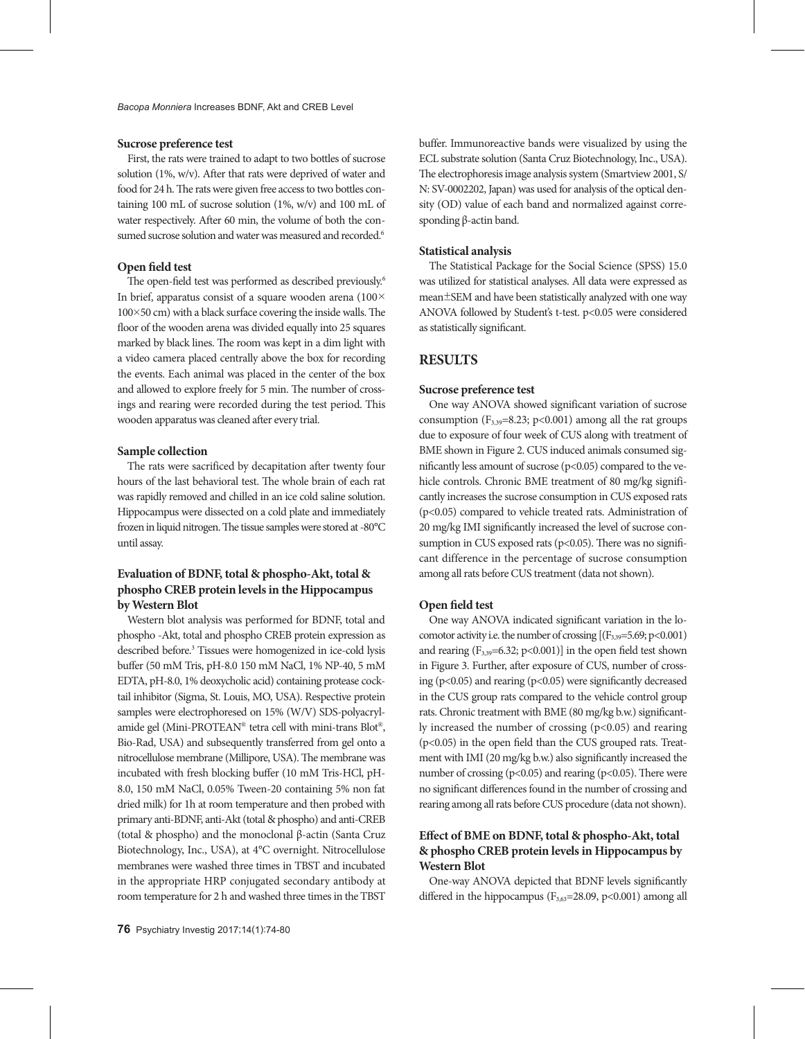### Sucrose preference test

First, the rats were trained to adapt to two bottles of sucrose solution (1%, w/v). After that rats were deprived of water and food for 24 h. The rats were given free access to two bottles containing 100 mL of sucrose solution (1%, w/v) and 100 mL of water respectively. After 60 min, the volume of both the consumed sucrose solution and water was measured and recorded.[6]

### Open field test

The open-field test was performed as described previously.[6] In brief, apparatus consist of a square wooden arena (100×100×50 cm) with a black surface covering the inside walls. The floor of the wooden arena was divided equally into 25 squares marked by black lines. The room was kept in a dim light with a video camera placed centrally above the box for recording the events. Each animal was placed in the center of the box and allowed to explore freely for 5 min. The number of crossings and rearing were recorded during the test period. This wooden apparatus was cleaned after every trial.

### Sample collection

The rats were sacrificed by decapitation after twenty four hours of the last behavioral test. The whole brain of each rat was rapidly removed and chilled in an ice cold saline solution. Hippocampus were dissected on a cold plate and immediately frozen in liquid nitrogen. The tissue samples were stored at -80°C until assay.

### Evaluation of BDNF, total & phospho-Akt, total & phospho CREB protein levels in the Hippocampus by Western Blot

Western blot analysis was performed for BDNF, total and phospho -Akt, total and phospho CREB protein expression as described before.[3] Tissues were homogenized in ice-cold lysis buffer (50 mM Tris, pH-8.0 150 mM NaCl, 1% NP-40, 5 mM EDTA, pH-8.0, 1% deoxycholic acid) containing protease cocktail inhibitor (Sigma, St. Louis, MO, USA). Respective protein samples were electrophoresed on 15% (W/V) SDS-polyacrylamide gel (Mini-PROTEAN® tetra cell with mini-trans Blot®, Bio-Rad, USA) and subsequently transferred from gel onto a nitrocellulose membrane (Millipore, USA). The membrane was incubated with fresh blocking buffer (10 mM Tris-HCl, pH-8.0, 150 mM NaCl, 0.05% Tween-20 containing 5% non fat dried milk) for 1h at room temperature and then probed with primary anti-BDNF, anti-Akt (total & phospho) and anti-CREB (total & phospho) and the monoclonal β-actin (Santa Cruz Biotechnology, Inc., USA), at 4°C overnight. Nitrocellulose membranes were washed three times in TBST and incubated in the appropriate HRP conjugated secondary antibody at room temperature for 2 h and washed three times in the TBST buffer. Immunoreactive bands were visualized by using the ECL substrate solution (Santa Cruz Biotechnology, Inc., USA). The electrophoresis image analysis system (Smartview 2001, S/N: SV-0002202, Japan) was used for analysis of the optical density (OD) value of each band and normalized against corresponding β-actin band.

### Statistical analysis

The Statistical Package for the Social Science (SPSS) 15.0 was utilized for statistical analyses. All data were expressed as mean±SEM and have been statistically analyzed with one way ANOVA followed by Student's t-test. $p<0.05$ were considered as statistically significant.

## RESULTS

### Sucrose preference test

One way ANOVA showed significant variation of sucrose consumption ($F_{3,39}=8.23$; $p<0.001$) among all the rat groups due to exposure of four week of CUS along with treatment of BME shown in Figure 2. CUS induced animals consumed significantly less amount of sucrose ($p<0.05$) compared to the vehicle controls. Chronic BME treatment of 80 mg/kg significantly increases the sucrose consumption in CUS exposed rats ($p<0.05$) compared to vehicle treated rats. Administration of 20 mg/kg IMI significantly increased the level of sucrose consumption in CUS exposed rats ($p<0.05$). There was no significant difference in the percentage of sucrose consumption among all rats before CUS treatment (data not shown).

### Open field test

One way ANOVA indicated significant variation in the locomotor activity i.e. the number of crossing [($F_{3,39}=5.69$; $p<0.001$) and rearing ($F_{3,39}=6.32$; $p<0.001$)] in the open field test shown in Figure 3. Further, after exposure of CUS, number of crossing ($p<0.05$) and rearing ($p<0.05$) were significantly decreased in the CUS group rats compared to the vehicle control group rats. Chronic treatment with BME (80 mg/kg b.w.) significantly increased the number of crossing ($p<0.05$) and rearing ($p<0.05$) in the open field than the CUS grouped rats. Treatment with IMI (20 mg/kg b.w.) also significantly increased the number of crossing ($p<0.05$) and rearing ($p<0.05$). There were no significant differences found in the number of crossing and rearing among all rats before CUS procedure (data not shown).

### Effect of BME on BDNF, total & phospho-Akt, total & phospho CREB protein levels in Hippocampus by Western Blot

One-way ANOVA depicted that BDNF levels significantly differed in the hippocampus ($F_{3,63}=28.09$, $p<0.001$) among all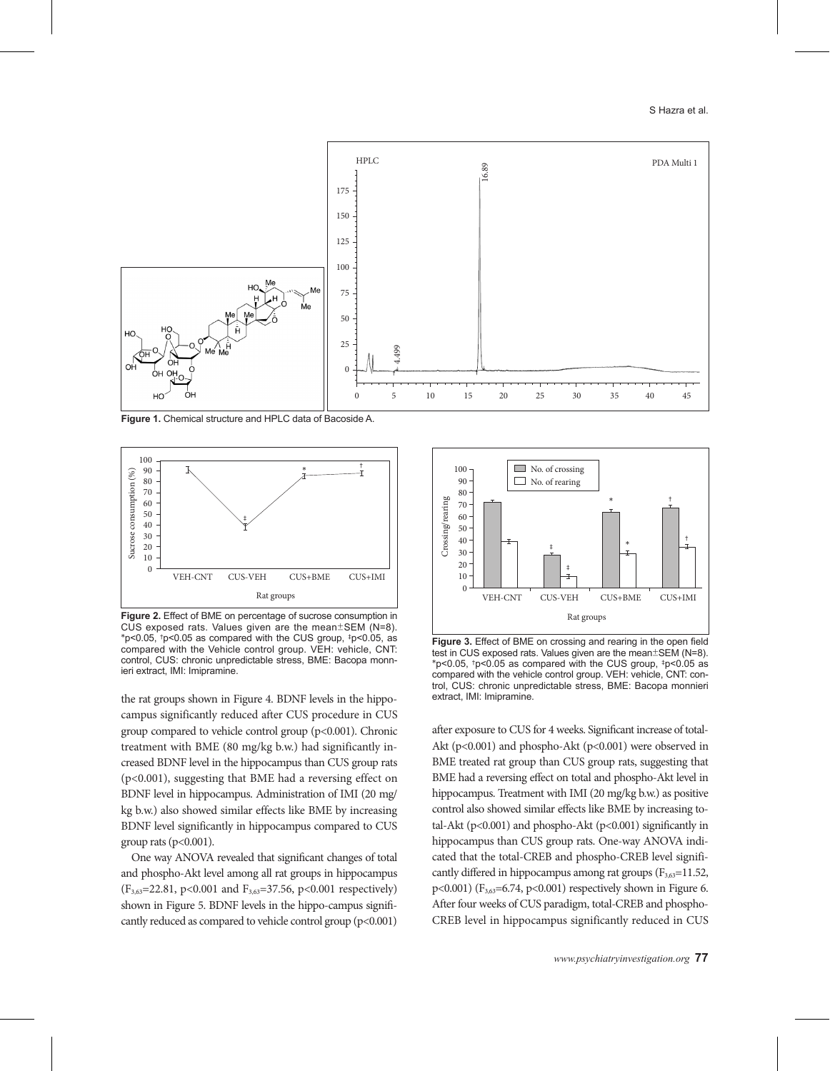**Figure 1.** Chemical structure and HPLC data of Bacoside A.

**Figure 2.** Effect of BME on percentage of sucrose consumption in CUS exposed rats. Values given are the mean±SEM (N=8). *p<0.05, †p<0.05 as compared with the CUS group, ‡p<0.05, as compared with the Vehicle control group. VEH: vehicle, CNT: control, CUS: chronic unpredictable stress, BME: Bacopa monnieri extract, IMI: Imipramine.

**Figure 3.** Effect of BME on crossing and rearing in the open field test in CUS exposed rats. Values given are the mean±SEM (N=8). *p<0.05, †p<0.05 as compared with the CUS group, ‡p<0.05 as compared with the vehicle control group. VEH: vehicle, CNT: control, CUS: chronic unpredictable stress, BME: Bacopa monnieri extract, IMI: Imipramine.

the rat groups shown in Figure 4. BDNF levels in the hippocampus significantly reduced after CUS procedure in CUS group compared to vehicle control group (p<0.001). Chronic treatment with BME (80 mg/kg b.w.) had significantly increased BDNF level in the hippocampus than CUS group rats (p<0.001), suggesting that BME had a reversing effect on BDNF level in hippocampus. Administration of IMI (20 mg/kg b.w.) also showed similar effects like BME by increasing BDNF level significantly in hippocampus compared to CUS group rats (p<0.001).

One way ANOVA revealed that significant changes of total and phospho-Akt level among all rat groups in hippocampus ($F_{3,63}$=22.81, p<0.001 and $F_{3,63}$=37.56, p<0.001 respectively) shown in Figure 5. BDNF levels in the hippo-campus significantly reduced as compared to vehicle control group (p<0.001) after exposure to CUS for 4 weeks. Significant increase of total-Akt (p<0.001) and phospho-Akt (p<0.001) were observed in BME treated rat group than CUS group rats, suggesting that BME had a reversing effect on total and phospho-Akt level in hippocampus. Treatment with IMI (20 mg/kg b.w.) as positive control also showed similar effects like BME by increasing total-Akt (p<0.001) and phospho-Akt (p<0.001) significantly in hippocampus than CUS group rats. One-way ANOVA indicated that the total-CREB and phospho-CREB level significantly differed in hippocampus among rat groups ($F_{3,63}$=11.52, p<0.001) ($F_{3,63}$=6.74, p<0.001) respectively shown in Figure 6. After four weeks of CUS paradigm, total-CREB and phospho-CREB level in hippocampus significantly reduced in CUS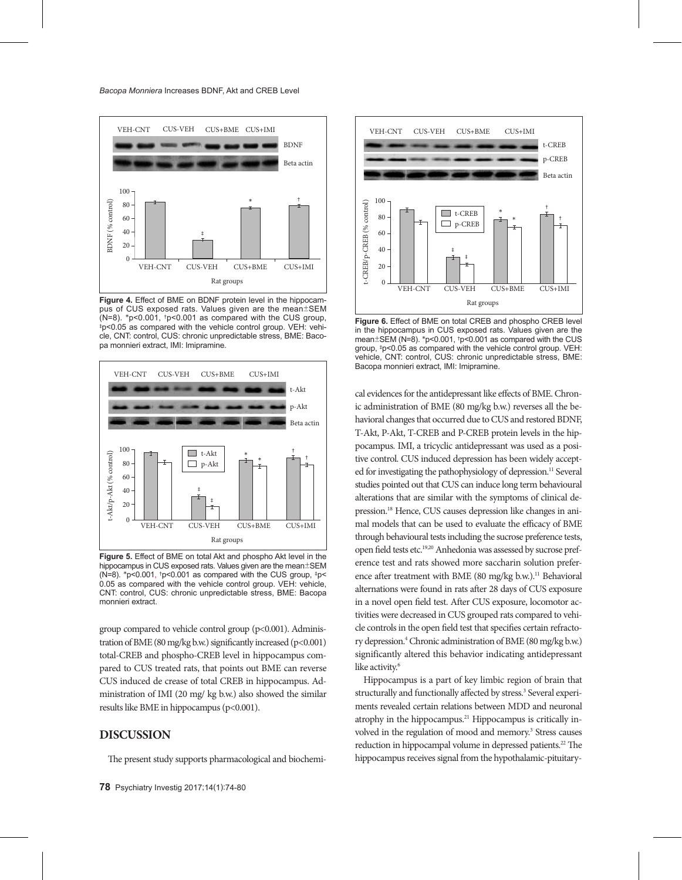**Figure 4.** Effect of BME on BDNF protein level in the hippocampus of CUS exposed rats. Values given are the mean±SEM (N=8). *p<0.001, †p<0.001 as compared with the CUS group, ‡p<0.05 as compared with the vehicle control group. VEH: vehicle, CNT: control, CUS: chronic unpredictable stress, BME: Bacopa monnieri extract, IMI: Imipramine.

**Figure 5.** Effect of BME on total Akt and phospho Akt level in the hippocampus in CUS exposed rats. Values given are the mean±SEM (N=8). *p<0.001, †p<0.001 as compared with the CUS group, ‡p<0.05 as compared with the vehicle control group. VEH: vehicle, CNT: control, CUS: chronic unpredictable stress, BME: Bacopa monnieri extract.

group compared to vehicle control group (p<0.001). Administration of BME (80 mg/kg b.w.) significantly increased (p<0.001) total-CREB and phospho-CREB level in hippocampus compared to CUS treated rats, that points out BME can reverse CUS induced de crease of total CREB in hippocampus. Administration of IMI (20 mg/ kg b.w.) also showed the similar results like BME in hippocampus (p<0.001).

## DISCUSSION

The present study supports pharmacological and biochemical evidences for the antidepressant like effects of BME. Chronic administration of BME (80 mg/kg b.w.) reverses all the behavioral changes that occurred due to CUS and restored BDNF, T-Akt, P-Akt, T-CREB and P-CREB protein levels in the hippocampus. IMI, a tricyclic antidepressant was used as a positive control. CUS induced depression has been widely accepted for investigating the pathophysiology of depression.[11] Several studies pointed out that CUS can induce long term behavioural alterations that are similar with the symptoms of clinical depression.[18] Hence, CUS causes depression like changes in animal models that can be used to evaluate the efficacy of BME through behavioural tests including the sucrose preference tests, open field tests etc.[19,20] Anhedonia was assessed by sucrose preference test and rats showed more saccharin solution preference after treatment with BME (80 mg/kg b.w.).[11] Behavioral alternations were found in rats after 28 days of CUS exposure in a novel open field test. After CUS exposure, locomotor activities were decreased in CUS grouped rats compared to vehicle controls in the open field test that specifies certain refractory depression.[4] Chronic administration of BME (80 mg/kg b.w.) significantly altered this behavior indicating antidepressant like activity.[6]

**Figure 6.** Effect of BME on total CREB and phospho CREB level in the hippocampus in CUS exposed rats. Values given are the mean±SEM (N=8). *p<0.001, †p<0.001 as compared with the CUS group, ‡p<0.05 as compared with the vehicle control group. VEH: vehicle, CNT: control, CUS: chronic unpredictable stress, BME: Bacopa monnieri extract, IMI: Imipramine.

Hippocampus is a part of key limbic region of brain that structurally and functionally affected by stress.[3] Several experiments revealed certain relations between MDD and neuronal atrophy in the hippocampus.[21] Hippocampus is critically involved in the regulation of mood and memory.[3] Stress causes reduction in hippocampal volume in depressed patients.[22] The hippocampus receives signal from the hypothalamic-pituitary-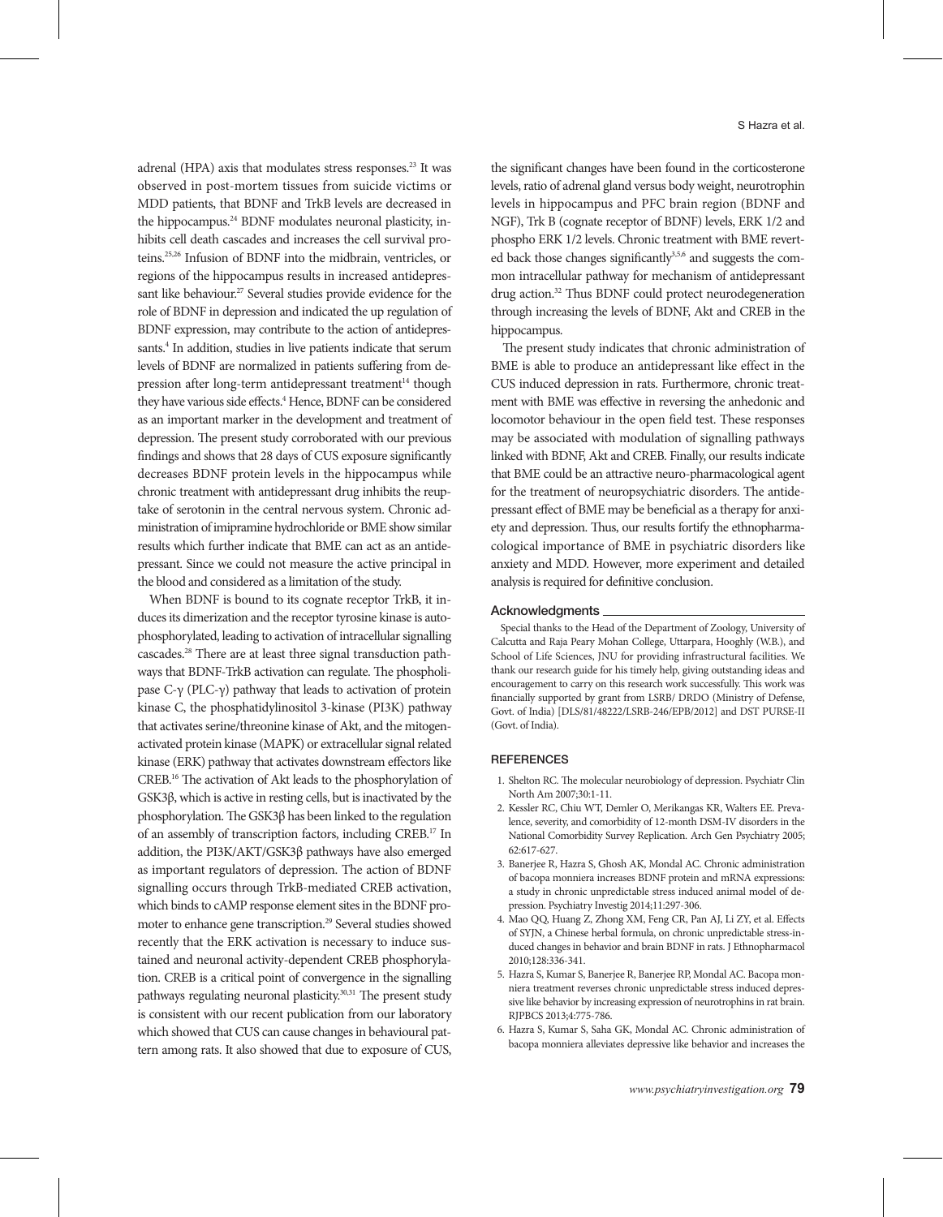adrenal (HPA) axis that modulates stress responses.[23] It was observed in post-mortem tissues from suicide victims or MDD patients, that BDNF and TrkB levels are decreased in the hippocampus.[24] BDNF modulates neuronal plasticity, inhibits cell death cascades and increases the cell survival proteins.[25,26] Infusion of BDNF into the midbrain, ventricles, or regions of the hippocampus results in increased antidepressant like behaviour.[27] Several studies provide evidence for the role of BDNF in depression and indicated the up regulation of BDNF expression, may contribute to the action of antidepressants.[4] In addition, studies in live patients indicate that serum levels of BDNF are normalized in patients suffering from depression after long-term antidepressant treatment[14] though they have various side effects.[4] Hence, BDNF can be considered as an important marker in the development and treatment of depression. The present study corroborated with our previous findings and shows that 28 days of CUS exposure significantly decreases BDNF protein levels in the hippocampus while chronic treatment with antidepressant drug inhibits the reuptake of serotonin in the central nervous system. Chronic administration of imipramine hydrochloride or BME show similar results which further indicate that BME can act as an antidepressant. Since we could not measure the active principal in the blood and considered as a limitation of the study.

When BDNF is bound to its cognate receptor TrkB, it induces its dimerization and the receptor tyrosine kinase is autophosphorylated, leading to activation of intracellular signalling cascades.[28] There are at least three signal transduction pathways that BDNF-TrkB activation can regulate. The phospholipase C-γ (PLC-γ) pathway that leads to activation of protein kinase C, the phosphatidylinositol 3-kinase (PI3K) pathway that activates serine/threonine kinase of Akt, and the mitogen-activated protein kinase (MAPK) or extracellular signal related kinase (ERK) pathway that activates downstream effectors like CREB.[16] The activation of Akt leads to the phosphorylation of GSK3β, which is active in resting cells, but is inactivated by the phosphorylation. The GSK3β has been linked to the regulation of an assembly of transcription factors, including CREB.[17] In addition, the PI3K/AKT/GSK3β pathways have also emerged as important regulators of depression. The action of BDNF signalling occurs through TrkB-mediated CREB activation, which binds to cAMP response element sites in the BDNF promoter to enhance gene transcription.[29] Several studies showed recently that the ERK activation is necessary to induce sustained and neuronal activity-dependent CREB phosphorylation. CREB is a critical point of convergence in the signalling pathways regulating neuronal plasticity.[30,31] The present study is consistent with our recent publication from our laboratory which showed that CUS can cause changes in behavioural pattern among rats. It also showed that due to exposure of CUS, the significant changes have been found in the corticosterone levels, ratio of adrenal gland versus body weight, neurotrophin levels in hippocampus and PFC brain region (BDNF and NGF), Trk B (cognate receptor of BDNF) levels, ERK 1/2 and phospho ERK 1/2 levels. Chronic treatment with BME reverted back those changes significantly[3,5,6] and suggests the common intracellular pathway for mechanism of antidepressant drug action.[32] Thus BDNF could protect neurodegeneration through increasing the levels of BDNF, Akt and CREB in the hippocampus.

The present study indicates that chronic administration of BME is able to produce an antidepressant like effect in the CUS induced depression in rats. Furthermore, chronic treatment with BME was effective in reversing the anhedonic and locomotor behaviour in the open field test. These responses may be associated with modulation of signalling pathways linked with BDNF, Akt and CREB. Finally, our results indicate that BME could be an attractive neuro-pharmacological agent for the treatment of neuropsychiatric disorders. The antidepressant effect of BME may be beneficial as a therapy for anxiety and depression. Thus, our results fortify the ethnopharmacological importance of BME in psychiatric disorders like anxiety and MDD. However, more experiment and detailed analysis is required for definitive conclusion.

## Acknowledgments

Special thanks to the Head of the Department of Zoology, University of Calcutta and Raja Peary Mohan College, Uttarpara, Hooghly (W.B.), and School of Life Sciences, JNU for providing infrastructural facilities. We thank our research guide for his timely help, giving outstanding ideas and encouragement to carry on this research work successfully. This work was financially supported by grant from LSRB/ DRDO (Ministry of Defense, Govt. of India) [DLS/81/48222/LSRB-246/EPB/2012] and DST PURSE-II (Govt. of India).

## REFERENCES

1. Shelton RC. The molecular neurobiology of depression. Psychiatr Clin North Am 2007;30:1-11.
2. Kessler RC, Chiu WT, Demler O, Merikangas KR, Walters EE. Prevalence, severity, and comorbidity of 12-month DSM-IV disorders in the National Comorbidity Survey Replication. Arch Gen Psychiatry 2005; 62:617-627.
3. Banerjee R, Hazra S, Ghosh AK, Mondal AC. Chronic administration of bacopa monniera increases BDNF protein and mRNA expressions: a study in chronic unpredictable stress induced animal model of depression. Psychiatry Investig 2014;11:297-306.
4. Mao QQ, Huang Z, Zhong XM, Feng CR, Pan AJ, Li ZY, et al. Effects of SYJN, a Chinese herbal formula, on chronic unpredictable stress-induced changes in behavior and brain BDNF in rats. J Ethnopharmacol 2010;128:336-341.
5. Hazra S, Kumar S, Banerjee R, Banerjee RP, Mondal AC. Bacopa monniera treatment reverses chronic unpredictable stress induced depressive like behavior by increasing expression of neurotrophins in rat brain. RJPBCS 2013;4:775-786.
6. Hazra S, Kumar S, Saha GK, Mondal AC. Chronic administration of bacopa monniera alleviates depressive like behavior and increases the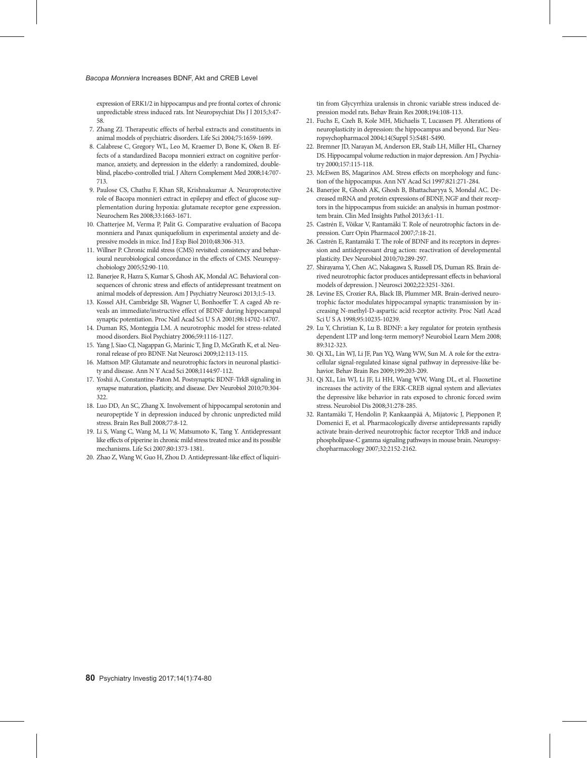expression of ERK1/2 in hippocampus and pre frontal cortex of chronic unpredictable stress induced rats. Int Neuropsychiat Dis J l 2015;3:47-58.

7. Zhang ZJ. Therapeutic effects of herbal extracts and constituents in animal models of psychiatric disorders. Life Sci 2004;75:1659-1699.
8. Calabrese C, Gregory WL, Leo M, Kraemer D, Bone K, Oken B. Effects of a standardized Bacopa monnieri extract on cognitive performance, anxiety, and depression in the elderly: a randomized, double-blind, placebo-controlled trial. J Altern Complement Med 2008;14:707-713.
9. Paulose CS, Chathu F, Khan SR, Krishnakumar A. Neuroprotective role of Bacopa monnieri extract in epilepsy and effect of glucose supplementation during hypoxia: glutamate receptor gene expression. Neurochem Res 2008;33:1663-1671.
10. Chatterjee M, Verma P, Palit G. Comparative evaluation of Bacopa monniera and Panax quniquefolium in experimental anxiety and depressive models in mice. Ind J Exp Biol 2010;48:306-313.
11. Willner P. Chronic mild stress (CMS) revisited: consistency and behavioural neurobiological concordance in the effects of CMS. Neuropsychobiology 2005;52:90-110.
12. Banerjee R, Hazra S, Kumar S, Ghosh AK, Mondal AC. Behavioral consequences of chronic stress and effects of antidepressant treatment on animal models of depression. Am J Psychiatry Neurosci 2013;1:5-13.
13. Kossel AH, Cambridge SB, Wagner U, Bonhoeffer T. A caged Ab reveals an immediate/instructive effect of BDNF during hippocampal synaptic potentiation. Proc Natl Acad Sci U S A 2001;98:14702-14707.
14. Duman RS, Monteggia LM. A neurotrophic model for stress-related mood disorders. Biol Psychiatry 2006;59:1116-1127.
15. Yang J, Siao CJ, Nagappan G, Marinic T, Jing D, McGrath K, et al. Neuronal release of pro BDNF. Nat Neurosci 2009;12:113-115.
16. Mattson MP. Glutamate and neurotrophic factors in neuronal plasticity and disease. Ann N Y Acad Sci 2008;1144:97-112.
17. Yoshii A, Constantine-Paton M. Postsynaptic BDNF-TrkB signaling in synapse maturation, plasticity, and disease. Dev Neurobiol 2010;70:304-322.
18. Luo DD, An SC, Zhang X. Involvement of hippocampal serotonin and neuropeptide Y in depression induced by chronic unpredicted mild stress. Brain Res Bull 2008;77:8-12.
19. Li S, Wang C, Wang M, Li W, Matsumoto K, Tang Y. Antidepressant like effects of piperine in chronic mild stress treated mice and its possible mechanisms. Life Sci 2007;80:1373-1381.
20. Zhao Z, Wang W, Guo H, Zhou D. Antidepressant-like effect of liquiritin from Glycyrrhiza uralensis in chronic variable stress induced depression model rats. Behav Brain Res 2008;194:108-113.
21. Fuchs E, Czeh B, Kole MH, Michaelis T, Lucassen PJ. Alterations of neuroplasticity in depression: the hippocampus and beyond. Eur Neuropsychopharmacol 2004;14(Suppl 5):S481-S490.
22. Bremner JD, Narayan M, Anderson ER, Staib LH, Miller HL, Charney DS. Hippocampal volume reduction in major depression. Am J Psychiatry 2000;157:115-118.
23. McEwen BS, Magarinos AM. Stress effects on morphology and function of the hippocampus. Ann NY Acad Sci 1997;821:271-284.
24. Banerjee R, Ghosh AK, Ghosh B, Bhattacharyya S, Mondal AC. Decreased mRNA and protein expressions of BDNF, NGF and their receptors in the hippocampus from suicide: an analysis in human postmortem brain. Clin Med Insights Pathol 2013;6:1-11.
25. Castrén E, Võikar V, Rantamäki T. Role of neurotrophic factors in depression. Curr Opin Pharmacol 2007;7:18-21.
26. Castrén E, Rantamäki T. The role of BDNF and its receptors in depression and antidepressant drug action: reactivation of developmental plasticity. Dev Neurobiol 2010;70:289-297.
27. Shirayama Y, Chen AC, Nakagawa S, Russell DS, Duman RS. Brain derived neurotrophic factor produces antidepressant effects in behavioral models of depression. J Neurosci 2002;22:3251-3261.
28. Levine ES, Crozier RA, Black IB, Plummer MR. Brain-derived neurotrophic factor modulates hippocampal synaptic transmission by increasing N-methyl-D-aspartic acid receptor activity. Proc Natl Acad Sci U S A 1998;95:10235-10239.
29. Lu Y, Christian K, Lu B. BDNF: a key regulator for protein synthesis dependent LTP and long-term memory? Neurobiol Learn Mem 2008; 89:312-323.
30. Qi XL, Lin WJ, Li JF, Pan YQ, Wang WW, Sun M. A role for the extracellular signal-regulated kinase signal pathway in depressive-like behavior. Behav Brain Res 2009;199:203-209.
31. Qi XL, Lin WJ, Li JF, Li HH, Wang WW, Wang DL, et al. Fluoxetine increases the activity of the ERK-CREB signal system and alleviates the depressive like behavior in rats exposed to chronic forced swim stress. Neurobiol Dis 2008;31:278-285.
32. Rantamäki T, Hendolin P, Kankaanpää A, Mijatovic J, Piepponen P, Domenici E, et al. Pharmacologically diverse antidepressants rapidly activate brain-derived neurotrophic factor receptor TrkB and induce phospholipase-C gamma signaling pathways in mouse brain. Neuropsychopharmacology 2007;32:2152-2162.